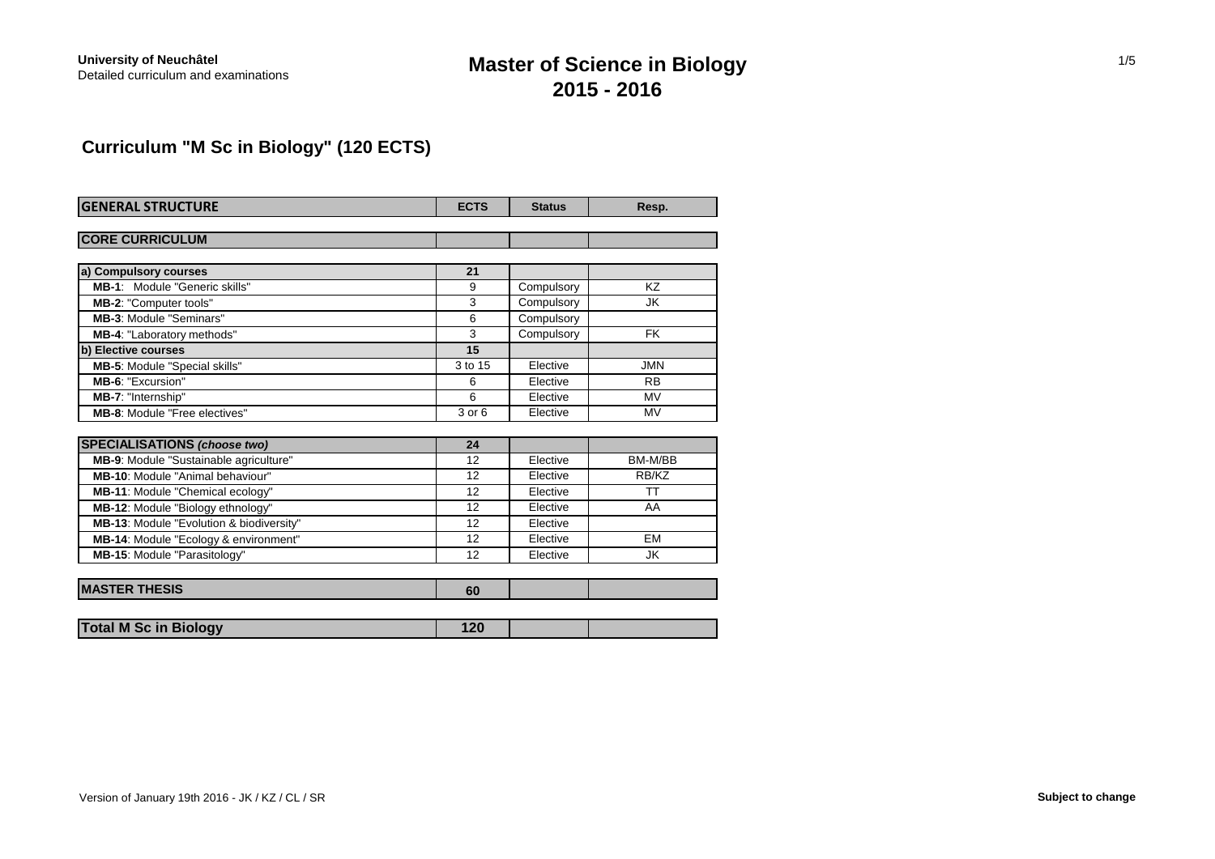University of Neuchâtel
Detailed curriculum and examinations

# Master of Science in Biology
# 2015 - 2016

## Curriculum "M Sc in Biology" (120 ECTS)

| GENERAL STRUCTURE | ECTS | Status | Resp. |
|---|---|---|---|
| **CORE CURRICULUM** | | | |
| **a) Compulsory courses** | **21** | | |
| **MB-1**: Module "Generic skills" | 9 | Compulsory | KZ |
| **MB-2**: "Computer tools" | 3 | Compulsory | JK |
| **MB-3**: Module "Seminars" | 6 | Compulsory | |
| **MB-4**: "Laboratory methods" | 3 | Compulsory | FK |
| **b) Elective courses** | **15** | | |
| **MB-5**: Module "Special skills" | 3 to 15 | Elective | JMN |
| **MB-6**: "Excursion" | 6 | Elective | RB |
| **MB-7**: "Internship" | 6 | Elective | MV |
| **MB-8**: Module "Free electives" | 3 or 6 | Elective | MV |
| **SPECIALISATIONS** ***(choose two)*** | **24** | | |
| **MB-9**: Module "Sustainable agriculture" | 12 | Elective | BM-M/BB |
| **MB-10**: Module "Animal behaviour" | 12 | Elective | RB/KZ |
| **MB-11**: Module "Chemical ecology" | 12 | Elective | TT |
| **MB-12**: Module "Biology ethnology" | 12 | Elective | AA |
| **MB-13**: Module "Evolution & biodiversity" | 12 | Elective | |
| **MB-14**: Module "Ecology & environment" | 12 | Elective | EM |
| **MB-15**: Module "Parasitology" | 12 | Elective | JK |
| **MASTER THESIS** | **60** | | |
| **Total M Sc in Biology** | **120** | | |

Version of January 19th 2016 - JK / KZ / CL / SR

**Subject to change**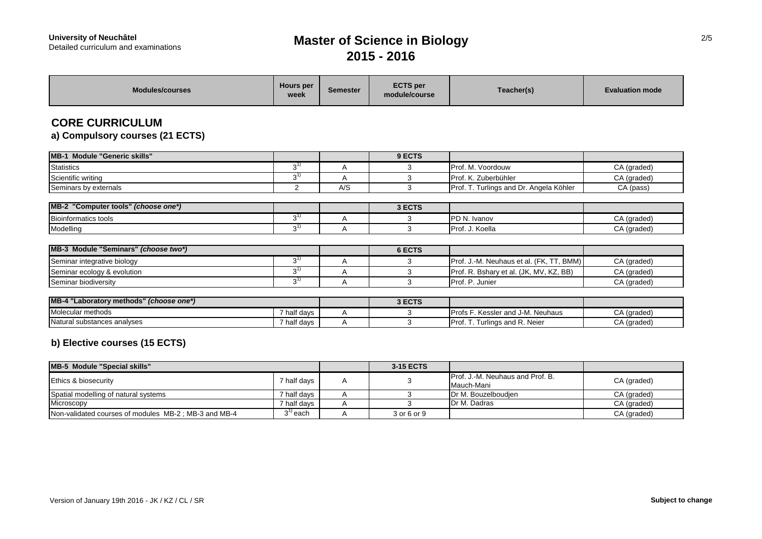University of Neuchâtel
Detailed curriculum and examinations

# Master of Science in Biology 2015 - 2016

| Modules/courses | Hours per week | Semester | ECTS per module/course | Teacher(s) | Evaluation mode |
|---|---|---|---|---|---|

## CORE CURRICULUM

### a) Compulsory courses (21 ECTS)

| Modules/courses | Hours per week | Semester | ECTS per module/course | Teacher(s) | Evaluation mode |
|---|---|---|---|---|---|
| **MB-1 Module "Generic skills"** | | | **9 ECTS** | | |
| Statistics | 3[1)] | A | 3 | Prof. M. Voordouw | CA (graded) |
| Scientific writing | 3[1)] | A | 3 | Prof. K. Zuberbühler | CA (graded) |
| Seminars by externals | 2 | A/S | 3 | Prof. T. Turlings and Dr. Angela Köhler | CA (pass) |

| Modules/courses | Hours per week | Semester | ECTS per module/course | Teacher(s) | Evaluation mode |
|---|---|---|---|---|---|
| **MB-2 "Computer tools" *(choose one*)*** | | | **3 ECTS** | | |
| Bioinformatics tools | 3[1)] | A | 3 | PD N. Ivanov | CA (graded) |
| Modelling | 3[1)] | A | 3 | Prof. J. Koella | CA (graded) |

| Modules/courses | Hours per week | Semester | ECTS per module/course | Teacher(s) | Evaluation mode |
|---|---|---|---|---|---|
| **MB-3 Module "Seminars" *(choose two*)*** | | | **6 ECTS** | | |
| Seminar integrative biology | 3[1)] | A | 3 | Prof. J.-M. Neuhaus et al. (FK, TT, BMM) | CA (graded) |
| Seminar ecology & evolution | 3[1)] | A | 3 | Prof. R. Bshary et al. (JK, MV, KZ, BB) | CA (graded) |
| Seminar biodiversity | 3[1)] | A | 3 | Prof. P. Junier | CA (graded) |

| Modules/courses | Hours per week | Semester | ECTS per module/course | Teacher(s) | Evaluation mode |
|---|---|---|---|---|---|
| **MB-4 "Laboratory methods" *(choose one*)*** | | | **3 ECTS** | | |
| Molecular methods | 7 half days | A | 3 | Profs F. Kessler and J-M. Neuhaus | CA (graded) |
| Natural substances analyses | 7 half days | A | 3 | Prof. T. Turlings and R. Neier | CA (graded) |

### b) Elective courses (15 ECTS)

| Modules/courses | Hours per week | Semester | ECTS per module/course | Teacher(s) | Evaluation mode |
|---|---|---|---|---|---|
| **MB-5 Module "Special skills"** | | | **3-15 ECTS** | | |
| Ethics & biosecurity | 7 half days | A | 3 | Prof. J.-M. Neuhaus and Prof. B. Mauch-Mani | CA (graded) |
| Spatial modelling of natural systems | 7 half days | A | 3 | Dr M. Bouzelboudjen | CA (graded) |
| Microscopy | 7 half days | A | 3 | Dr M. Dadras | CA (graded) |
| Non-validated courses of modules MB-2 ; MB-3 and MB-4 | 3[1)] each | A | 3 or 6 or 9 | | CA (graded) |

Version of January 19th 2016 - JK / KZ / CL / SR

**Subject to change**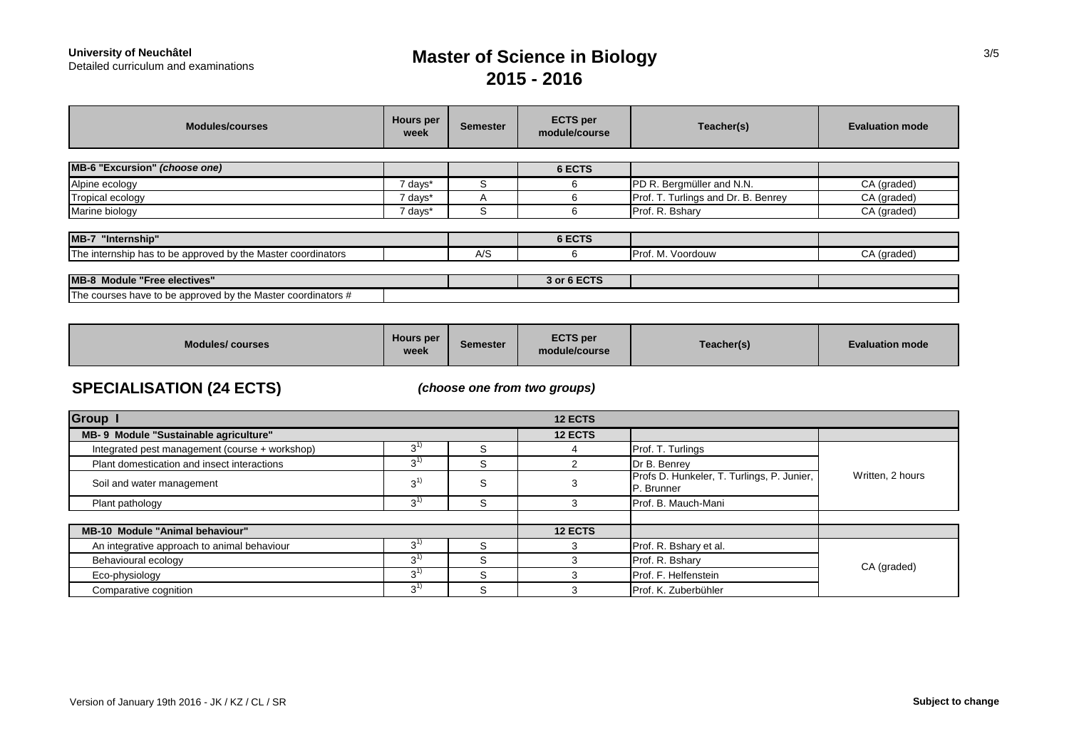**University of Neuchâtel**
Detailed curriculum and examinations

# Master of Science in Biology
## 2015 - 2016

| Modules/courses | Hours per week | Semester | ECTS per module/course | Teacher(s) | Evaluation mode |
|---|---|---|---|---|---|
| **MB-6 "Excursion"** ***(choose one)*** | | | **6 ECTS** | | |
| Alpine ecology | 7 days* | S | 6 | PD R. Bergmüller and N.N. | CA (graded) |
| Tropical ecology | 7 days* | A | 6 | Prof. T. Turlings and Dr. B. Benrey | CA (graded) |
| Marine biology | 7 days* | S | 6 | Prof. R. Bshary | CA (graded) |
| **MB-7 "Internship"** | | | **6 ECTS** | | |
| The internship has to be approved by the Master coordinators | | A/S | 6 | Prof. M. Voordouw | CA (graded) |
| **MB-8 Module "Free electives"** | | | **3 or 6 ECTS** | | |
| The courses have to be approved by the Master coordinators # | | | | | |

| Modules/ courses | Hours per week | Semester | ECTS per module/course | Teacher(s) | Evaluation mode |
|---|---|---|---|---|---|

## SPECIALISATION (24 ECTS)

***(choose one from two groups)***

| Group I | | | 12 ECTS | | |
|---|---|---|---|---|---|
| **MB- 9 Module "Sustainable agriculture"** | | | **12 ECTS** | | |
| Integrated pest management (course + workshop) | 3[1)] | S | 4 | Prof. T. Turlings | Written, 2 hours |
| Plant domestication and insect interactions | 3[1)] | S | 2 | Dr B. Benrey | |
| Soil and water management | 3[1)] | S | 3 | Profs D. Hunkeler, T. Turlings, P. Junier, P. Brunner | |
| Plant pathology | 3[1)] | S | 3 | Prof. B. Mauch-Mani | |
| **MB-10 Module "Animal behaviour"** | | | **12 ECTS** | | |
| An integrative approach to animal behaviour | 3[1)] | S | 3 | Prof. R. Bshary et al. | CA (graded) |
| Behavioural ecology | 3[1)] | S | 3 | Prof. R. Bshary | |
| Eco-physiology | 3[1)] | S | 3 | Prof. F. Helfenstein | |
| Comparative cognition | 3[1)] | S | 3 | Prof. K. Zuberbühler | |

Version of January 19th 2016 - JK / KZ / CL / SR

**Subject to change**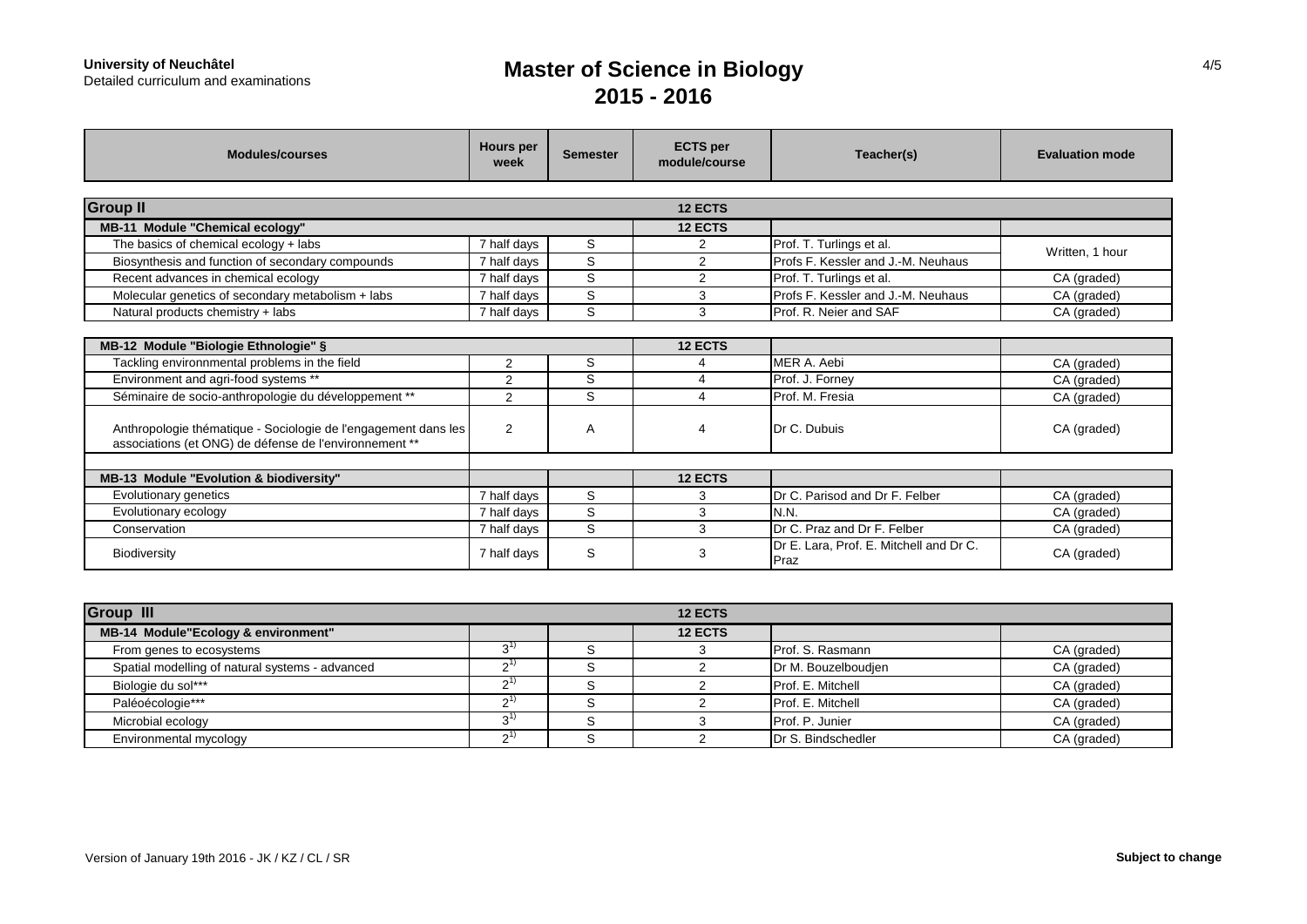**University of Neuchâtel**
Detailed curriculum and examinations

# Master of Science in Biology
## 2015 - 2016

| Modules/courses | Hours per week | Semester | ECTS per module/course | Teacher(s) | Evaluation mode |
|---|---|---|---|---|---|
| **Group II** | | | **12 ECTS** | | |
| **MB-11 Module "Chemical ecology"** | | | **12 ECTS** | | |
| The basics of chemical ecology + labs | 7 half days | S | 2 | Prof. T. Turlings et al. | Written, 1 hour |
| Biosynthesis and function of secondary compounds | 7 half days | S | 2 | Profs F. Kessler and J.-M. Neuhaus | |
| Recent advances in chemical ecology | 7 half days | S | 2 | Prof. T. Turlings et al. | CA (graded) |
| Molecular genetics of secondary metabolism + labs | 7 half days | S | 3 | Profs F. Kessler and J.-M. Neuhaus | CA (graded) |
| Natural products chemistry + labs | 7 half days | S | 3 | Prof. R. Neier and SAF | CA (graded) |
| **MB-12 Module "Biologie Ethnologie" §** | | | **12 ECTS** | | |
| Tackling environnmental problems in the field | 2 | S | 4 | MER A. Aebi | CA (graded) |
| Environment and agri-food systems ** | 2 | S | 4 | Prof. J. Forney | CA (graded) |
| Séminaire de socio-anthropologie du développement ** | 2 | S | 4 | Prof. M. Fresia | CA (graded) |
| Anthropologie thématique - Sociologie de l'engagement dans les associations (et ONG) de défense de l'environnement ** | 2 | A | 4 | Dr C. Dubuis | CA (graded) |
| **MB-13 Module "Evolution & biodiversity"** | | | **12 ECTS** | | |
| Evolutionary genetics | 7 half days | S | 3 | Dr C. Parisod and Dr F. Felber | CA (graded) |
| Evolutionary ecology | 7 half days | S | 3 | N.N. | CA (graded) |
| Conservation | 7 half days | S | 3 | Dr C. Praz and Dr F. Felber | CA (graded) |
| Biodiversity | 7 half days | S | 3 | Dr E. Lara, Prof. E. Mitchell and Dr C. Praz | CA (graded) |

| Modules/courses | Hours per week | Semester | ECTS per module/course | Teacher(s) | Evaluation mode |
|---|---|---|---|---|---|
| **Group III** | | | **12 ECTS** | | |
| **MB-14 Module"Ecology & environment"** | | | **12 ECTS** | | |
| From genes to ecosystems | 3[1)] | S | 3 | Prof. S. Rasmann | CA (graded) |
| Spatial modelling of natural systems - advanced | 2[1)] | S | 2 | Dr M. Bouzelboudjen | CA (graded) |
| Biologie du sol*** | 2[1)] | S | 2 | Prof. E. Mitchell | CA (graded) |
| Paléoécologie*** | 2[1)] | S | 2 | Prof. E. Mitchell | CA (graded) |
| Microbial ecology | 3[1)] | S | 3 | Prof. P. Junier | CA (graded) |
| Environmental mycology | 2[1)] | S | 2 | Dr S. Bindschedler | CA (graded) |

Version of January 19th 2016 - JK / KZ / CL / SR

**Subject to change**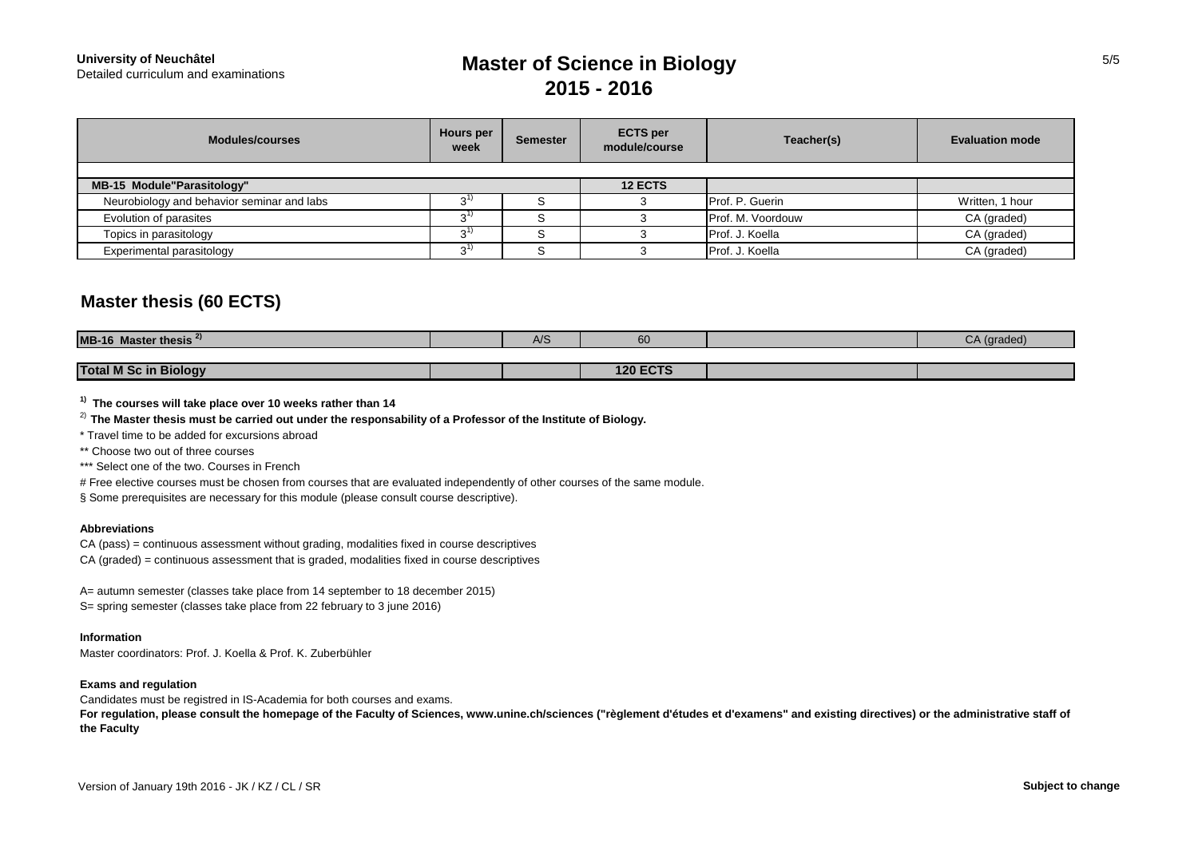**University of Neuchâtel**
Detailed curriculum and examinations

# Master of Science in Biology 2015 - 2016

| Modules/courses | Hours per week | Semester | ECTS per module/course | Teacher(s) | Evaluation mode |
| --- | --- | --- | --- | --- | --- |
| **MB-15 Module"Parasitology"** | | | **12 ECTS** | | |
| Neurobiology and behavior seminar and labs | 3[1)] | S | 3 | Prof. P. Guerin | Written, 1 hour |
| Evolution of parasites | 3[1)] | S | 3 | Prof. M. Voordouw | CA (graded) |
| Topics in parasitology | 3[1)] | S | 3 | Prof. J. Koella | CA (graded) |
| Experimental parasitology | 3[1)] | S | 3 | Prof. J. Koella | CA (graded) |

## Master thesis (60 ECTS)

| | | | | | |
| --- | --- | --- | --- | --- | --- |
| **MB-16 Master thesis [2)]** | | A/S | 60 | | CA (graded) |
| **Total M Sc in Biology** | | | **120 ECTS** | | |

[1)] **The courses will take place over 10 weeks rather than 14**

[2)] **The Master thesis must be carried out under the responsability of a Professor of the Institute of Biology.**

* Travel time to be added for excursions abroad

** Choose two out of three courses

*** Select one of the two. Courses in French

# Free elective courses must be chosen from courses that are evaluated independently of other courses of the same module.

§ Some prerequisites are necessary for this module (please consult course descriptive).

**Abbreviations**

CA (pass) = continuous assessment without grading, modalities fixed in course descriptives

CA (graded) = continuous assessment that is graded, modalities fixed in course descriptives

A= autumn semester (classes take place from 14 september to 18 december 2015)

S= spring semester (classes take place from 22 february to 3 june 2016)

**Information**

Master coordinators: Prof. J. Koella & Prof. K. Zuberbühler

**Exams and regulation**

Candidates must be registred in IS-Academia for both courses and exams.

**For regulation, please consult the homepage of the Faculty of Sciences, www.unine.ch/sciences ("règlement d'études et d'examens" and existing directives) or the administrative staff of the Faculty**

Version of January 19th 2016 - JK / KZ / CL / SR

**Subject to change**